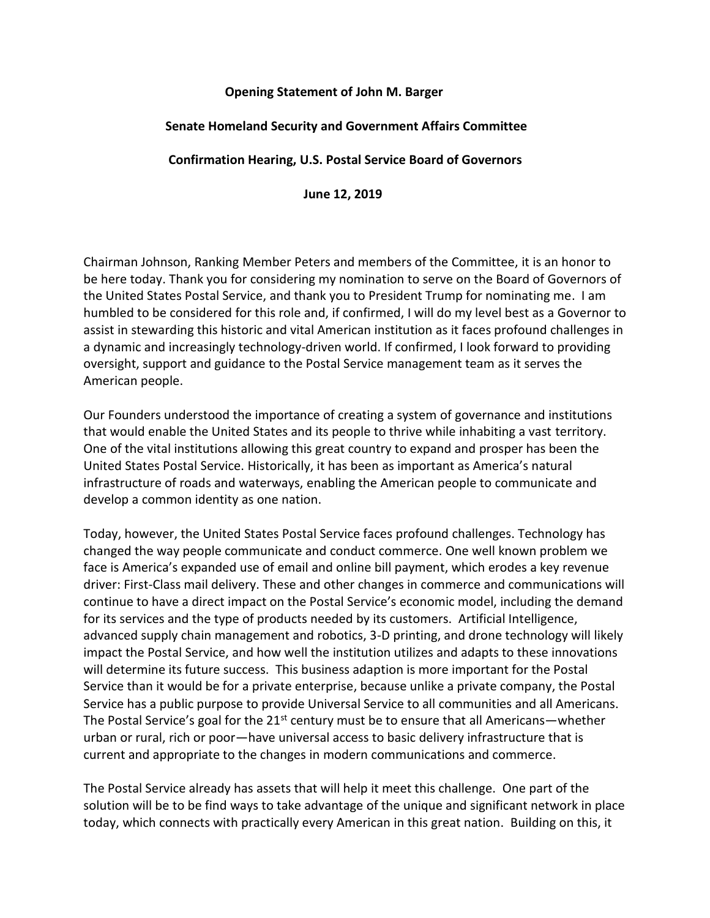**Opening Statement of John M. Barger**

**Senate Homeland Security and Government Affairs Committee**

**Confirmation Hearing, U.S. Postal Service Board of Governors**

**June 12, 2019**

Chairman Johnson, Ranking Member Peters and members of the Committee, it is an honor to be here today. Thank you for considering my nomination to serve on the Board of Governors of the United States Postal Service, and thank you to President Trump for nominating me. I am humbled to be considered for this role and, if confirmed, I will do my level best as a Governor to assist in stewarding this historic and vital American institution as it faces profound challenges in a dynamic and increasingly technology-driven world. If confirmed, I look forward to providing oversight, support and guidance to the Postal Service management team as it serves the American people.

Our Founders understood the importance of creating a system of governance and institutions that would enable the United States and its people to thrive while inhabiting a vast territory. One of the vital institutions allowing this great country to expand and prosper has been the United States Postal Service. Historically, it has been as important as America's natural infrastructure of roads and waterways, enabling the American people to communicate and develop a common identity as one nation.

Today, however, the United States Postal Service faces profound challenges. Technology has changed the way people communicate and conduct commerce. One well known problem we face is America's expanded use of email and online bill payment, which erodes a key revenue driver: First-Class mail delivery. These and other changes in commerce and communications will continue to have a direct impact on the Postal Service's economic model, including the demand for its services and the type of products needed by its customers. Artificial Intelligence, advanced supply chain management and robotics, 3-D printing, and drone technology will likely impact the Postal Service, and how well the institution utilizes and adapts to these innovations will determine its future success. This business adaption is more important for the Postal Service than it would be for a private enterprise, because unlike a private company, the Postal Service has a public purpose to provide Universal Service to all communities and all Americans. The Postal Service's goal for the 21st century must be to ensure that all Americans—whether urban or rural, rich or poor—have universal access to basic delivery infrastructure that is current and appropriate to the changes in modern communications and commerce.

The Postal Service already has assets that will help it meet this challenge. One part of the solution will be to be find ways to take advantage of the unique and significant network in place today, which connects with practically every American in this great nation. Building on this, it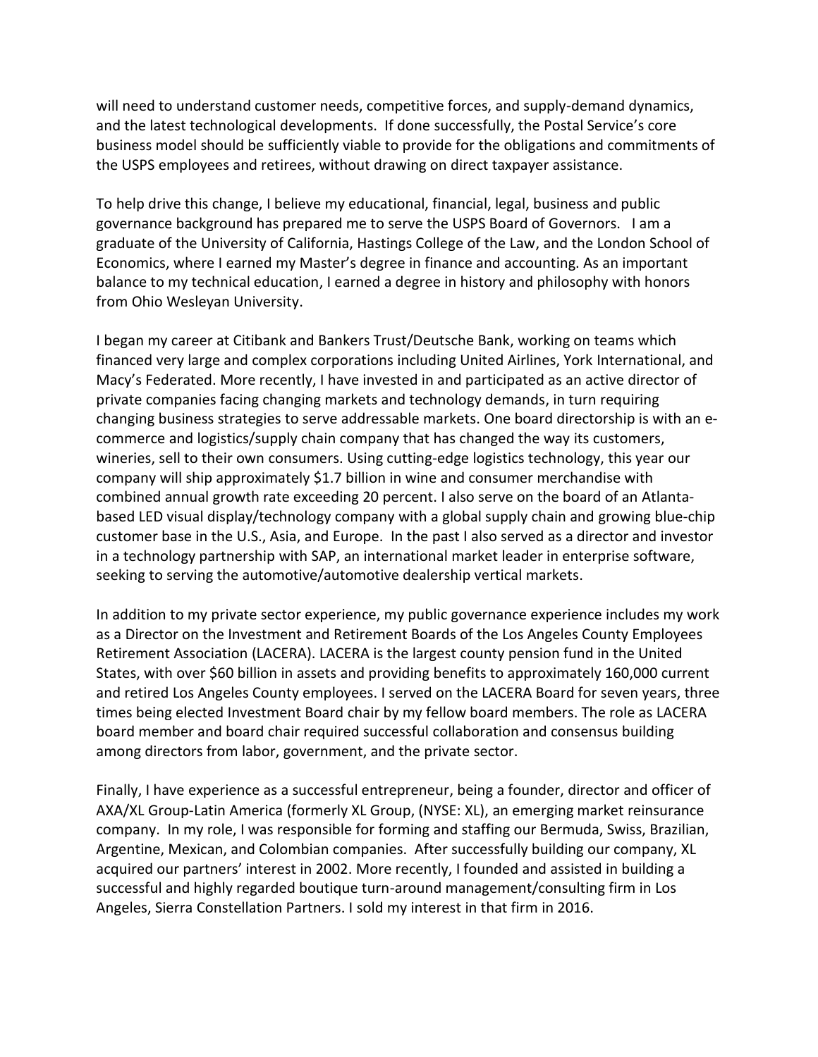will need to understand customer needs, competitive forces, and supply-demand dynamics, and the latest technological developments. If done successfully, the Postal Service's core business model should be sufficiently viable to provide for the obligations and commitments of the USPS employees and retirees, without drawing on direct taxpayer assistance.

To help drive this change, I believe my educational, financial, legal, business and public governance background has prepared me to serve the USPS Board of Governors. I am a graduate of the University of California, Hastings College of the Law, and the London School of Economics, where I earned my Master's degree in finance and accounting. As an important balance to my technical education, I earned a degree in history and philosophy with honors from Ohio Wesleyan University.

I began my career at Citibank and Bankers Trust/Deutsche Bank, working on teams which financed very large and complex corporations including United Airlines, York International, and Macy's Federated. More recently, I have invested in and participated as an active director of private companies facing changing markets and technology demands, in turn requiring changing business strategies to serve addressable markets. One board directorship is with an e-commerce and logistics/supply chain company that has changed the way its customers, wineries, sell to their own consumers. Using cutting-edge logistics technology, this year our company will ship approximately $1.7 billion in wine and consumer merchandise with combined annual growth rate exceeding 20 percent. I also serve on the board of an Atlanta-based LED visual display/technology company with a global supply chain and growing blue-chip customer base in the U.S., Asia, and Europe. In the past I also served as a director and investor in a technology partnership with SAP, an international market leader in enterprise software, seeking to serving the automotive/automotive dealership vertical markets.

In addition to my private sector experience, my public governance experience includes my work as a Director on the Investment and Retirement Boards of the Los Angeles County Employees Retirement Association (LACERA). LACERA is the largest county pension fund in the United States, with over $60 billion in assets and providing benefits to approximately 160,000 current and retired Los Angeles County employees. I served on the LACERA Board for seven years, three times being elected Investment Board chair by my fellow board members. The role as LACERA board member and board chair required successful collaboration and consensus building among directors from labor, government, and the private sector.

Finally, I have experience as a successful entrepreneur, being a founder, director and officer of AXA/XL Group-Latin America (formerly XL Group, (NYSE: XL), an emerging market reinsurance company. In my role, I was responsible for forming and staffing our Bermuda, Swiss, Brazilian, Argentine, Mexican, and Colombian companies. After successfully building our company, XL acquired our partners' interest in 2002. More recently, I founded and assisted in building a successful and highly regarded boutique turn-around management/consulting firm in Los Angeles, Sierra Constellation Partners. I sold my interest in that firm in 2016.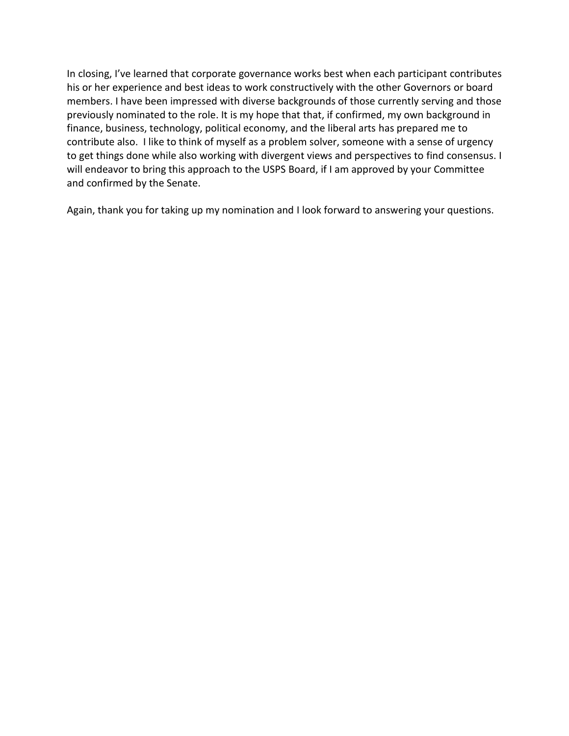In closing, I've learned that corporate governance works best when each participant contributes his or her experience and best ideas to work constructively with the other Governors or board members. I have been impressed with diverse backgrounds of those currently serving and those previously nominated to the role. It is my hope that that, if confirmed, my own background in finance, business, technology, political economy, and the liberal arts has prepared me to contribute also. I like to think of myself as a problem solver, someone with a sense of urgency to get things done while also working with divergent views and perspectives to find consensus. I will endeavor to bring this approach to the USPS Board, if I am approved by your Committee and confirmed by the Senate.

Again, thank you for taking up my nomination and I look forward to answering your questions.